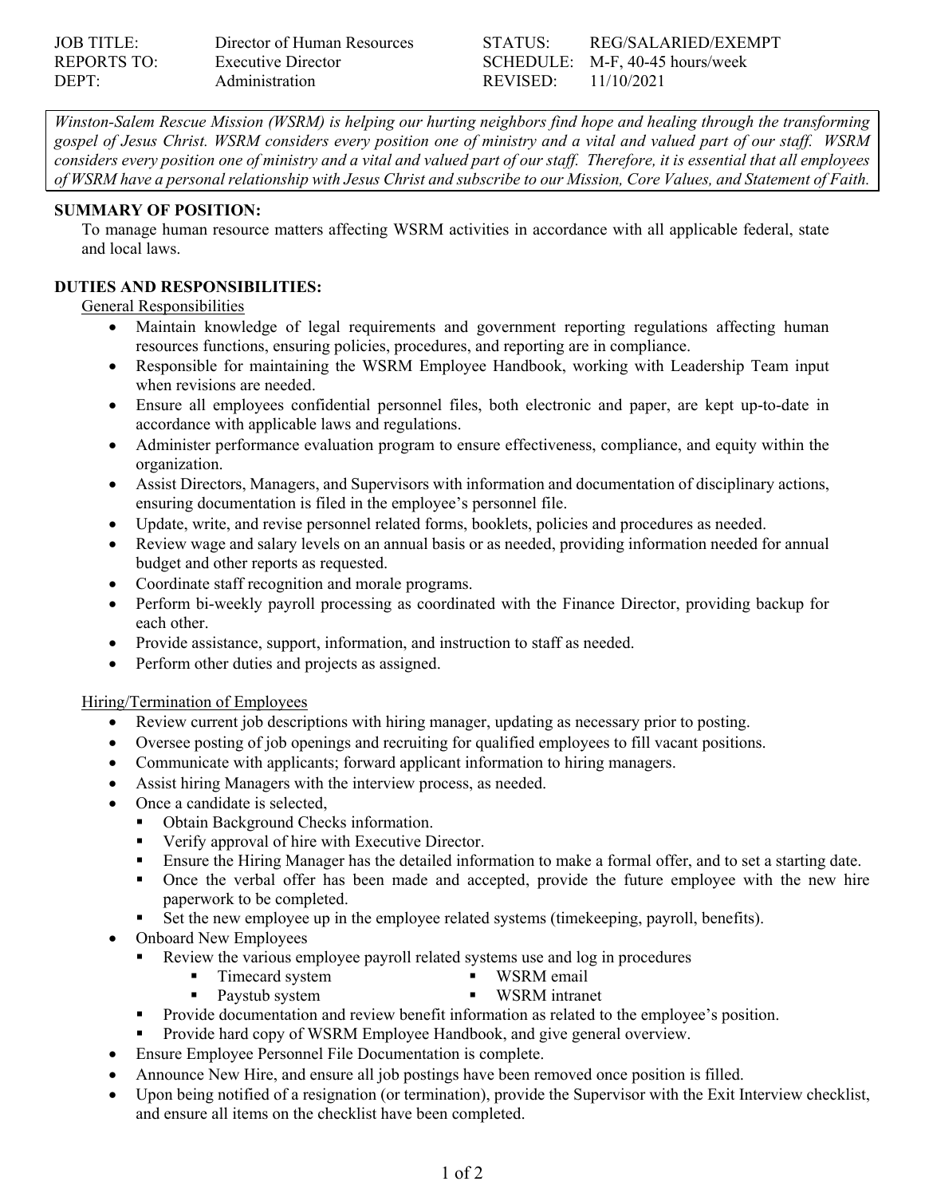| | | | |
|---|---|---|---|
| JOB TITLE: | Director of Human Resources | STATUS: | REG/SALARIED/EXEMPT |
| REPORTS TO: | Executive Director | SCHEDULE: | M-F, 40-45 hours/week |
| DEPT: | Administration | REVISED: | 11/10/2021 |

*Winston-Salem Rescue Mission (WSRM) is helping our hurting neighbors find hope and healing through the transforming gospel of Jesus Christ. WSRM considers every position one of ministry and a vital and valued part of our staff. WSRM considers every position one of ministry and a vital and valued part of our staff. Therefore, it is essential that all employees of WSRM have a personal relationship with Jesus Christ and subscribe to our Mission, Core Values, and Statement of Faith.*

**SUMMARY OF POSITION:**

To manage human resource matters affecting WSRM activities in accordance with all applicable federal, state and local laws.

**DUTIES AND RESPONSIBILITIES:**

General Responsibilities

- Maintain knowledge of legal requirements and government reporting regulations affecting human resources functions, ensuring policies, procedures, and reporting are in compliance.
- Responsible for maintaining the WSRM Employee Handbook, working with Leadership Team input when revisions are needed.
- Ensure all employees confidential personnel files, both electronic and paper, are kept up-to-date in accordance with applicable laws and regulations.
- Administer performance evaluation program to ensure effectiveness, compliance, and equity within the organization.
- Assist Directors, Managers, and Supervisors with information and documentation of disciplinary actions, ensuring documentation is filed in the employee's personnel file.
- Update, write, and revise personnel related forms, booklets, policies and procedures as needed.
- Review wage and salary levels on an annual basis or as needed, providing information needed for annual budget and other reports as requested.
- Coordinate staff recognition and morale programs.
- Perform bi-weekly payroll processing as coordinated with the Finance Director, providing backup for each other.
- Provide assistance, support, information, and instruction to staff as needed.
- Perform other duties and projects as assigned.

Hiring/Termination of Employees

- Review current job descriptions with hiring manager, updating as necessary prior to posting.
- Oversee posting of job openings and recruiting for qualified employees to fill vacant positions.
- Communicate with applicants; forward applicant information to hiring managers.
- Assist hiring Managers with the interview process, as needed.
- Once a candidate is selected,
  - Obtain Background Checks information.
  - Verify approval of hire with Executive Director.
  - Ensure the Hiring Manager has the detailed information to make a formal offer, and to set a starting date.
  - Once the verbal offer has been made and accepted, provide the future employee with the new hire paperwork to be completed.
  - Set the new employee up in the employee related systems (timekeeping, payroll, benefits).
- Onboard New Employees
  - Review the various employee payroll related systems use and log in procedures
    - Timecard system
    - Paystub system
    - WSRM email
    - WSRM intranet
  - Provide documentation and review benefit information as related to the employee's position.
  - Provide hard copy of WSRM Employee Handbook, and give general overview.
- Ensure Employee Personnel File Documentation is complete.
- Announce New Hire, and ensure all job postings have been removed once position is filled.
- Upon being notified of a resignation (or termination), provide the Supervisor with the Exit Interview checklist, and ensure all items on the checklist have been completed.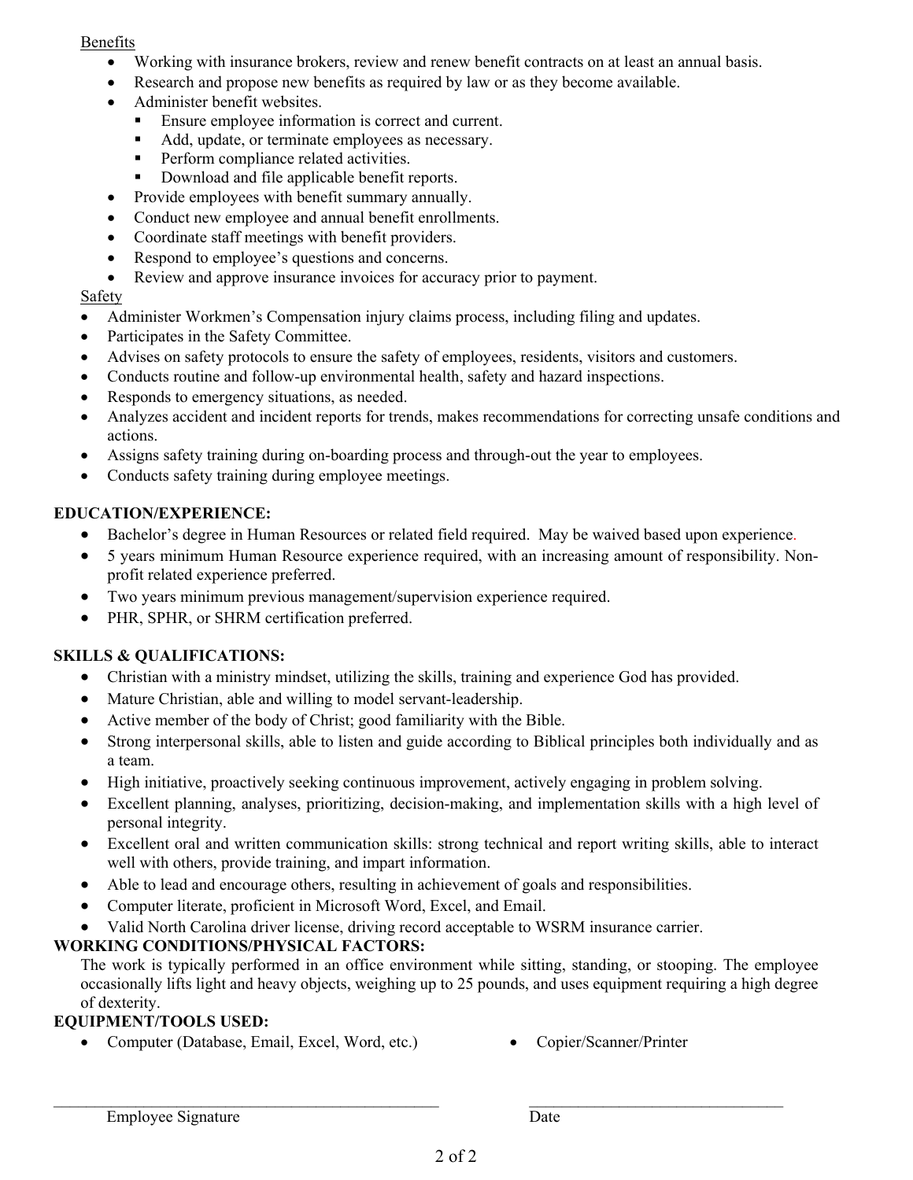Benefits

- Working with insurance brokers, review and renew benefit contracts on at least an annual basis.
- Research and propose new benefits as required by law or as they become available.
- Administer benefit websites.
  - Ensure employee information is correct and current.
  - Add, update, or terminate employees as necessary.
  - Perform compliance related activities.
  - Download and file applicable benefit reports.
- Provide employees with benefit summary annually.
- Conduct new employee and annual benefit enrollments.
- Coordinate staff meetings with benefit providers.
- Respond to employee's questions and concerns.
- Review and approve insurance invoices for accuracy prior to payment.

Safety

- Administer Workmen's Compensation injury claims process, including filing and updates.
- Participates in the Safety Committee.
- Advises on safety protocols to ensure the safety of employees, residents, visitors and customers.
- Conducts routine and follow-up environmental health, safety and hazard inspections.
- Responds to emergency situations, as needed.
- Analyzes accident and incident reports for trends, makes recommendations for correcting unsafe conditions and actions.
- Assigns safety training during on-boarding process and through-out the year to employees.
- Conducts safety training during employee meetings.

**EDUCATION/EXPERIENCE:**

- Bachelor's degree in Human Resources or related field required. May be waived based upon experience.
- 5 years minimum Human Resource experience required, with an increasing amount of responsibility. Non-profit related experience preferred.
- Two years minimum previous management/supervision experience required.
- PHR, SPHR, or SHRM certification preferred.

**SKILLS & QUALIFICATIONS:**

- Christian with a ministry mindset, utilizing the skills, training and experience God has provided.
- Mature Christian, able and willing to model servant-leadership.
- Active member of the body of Christ; good familiarity with the Bible.
- Strong interpersonal skills, able to listen and guide according to Biblical principles both individually and as a team.
- High initiative, proactively seeking continuous improvement, actively engaging in problem solving.
- Excellent planning, analyses, prioritizing, decision-making, and implementation skills with a high level of personal integrity.
- Excellent oral and written communication skills: strong technical and report writing skills, able to interact well with others, provide training, and impart information.
- Able to lead and encourage others, resulting in achievement of goals and responsibilities.
- Computer literate, proficient in Microsoft Word, Excel, and Email.
- Valid North Carolina driver license, driving record acceptable to WSRM insurance carrier.

**WORKING CONDITIONS/PHYSICAL FACTORS:**

The work is typically performed in an office environment while sitting, standing, or stooping. The employee occasionally lifts light and heavy objects, weighing up to 25 pounds, and uses equipment requiring a high degree of dexterity.

**EQUIPMENT/TOOLS USED:**

- Computer (Database, Email, Excel, Word, etc.)
- Copier/Scanner/Printer

\_\_\_\_\_\_\_\_\_\_\_\_\_\_\_\_\_\_\_\_\_\_\_\_\_\_\_\_\_\_\_\_\_\_\_\_\_\_\_\_\_\_ \_\_\_\_\_\_\_\_\_\_\_\_\_\_\_\_\_\_\_\_\_\_\_\_\_\_\_\_

Employee Signature Date